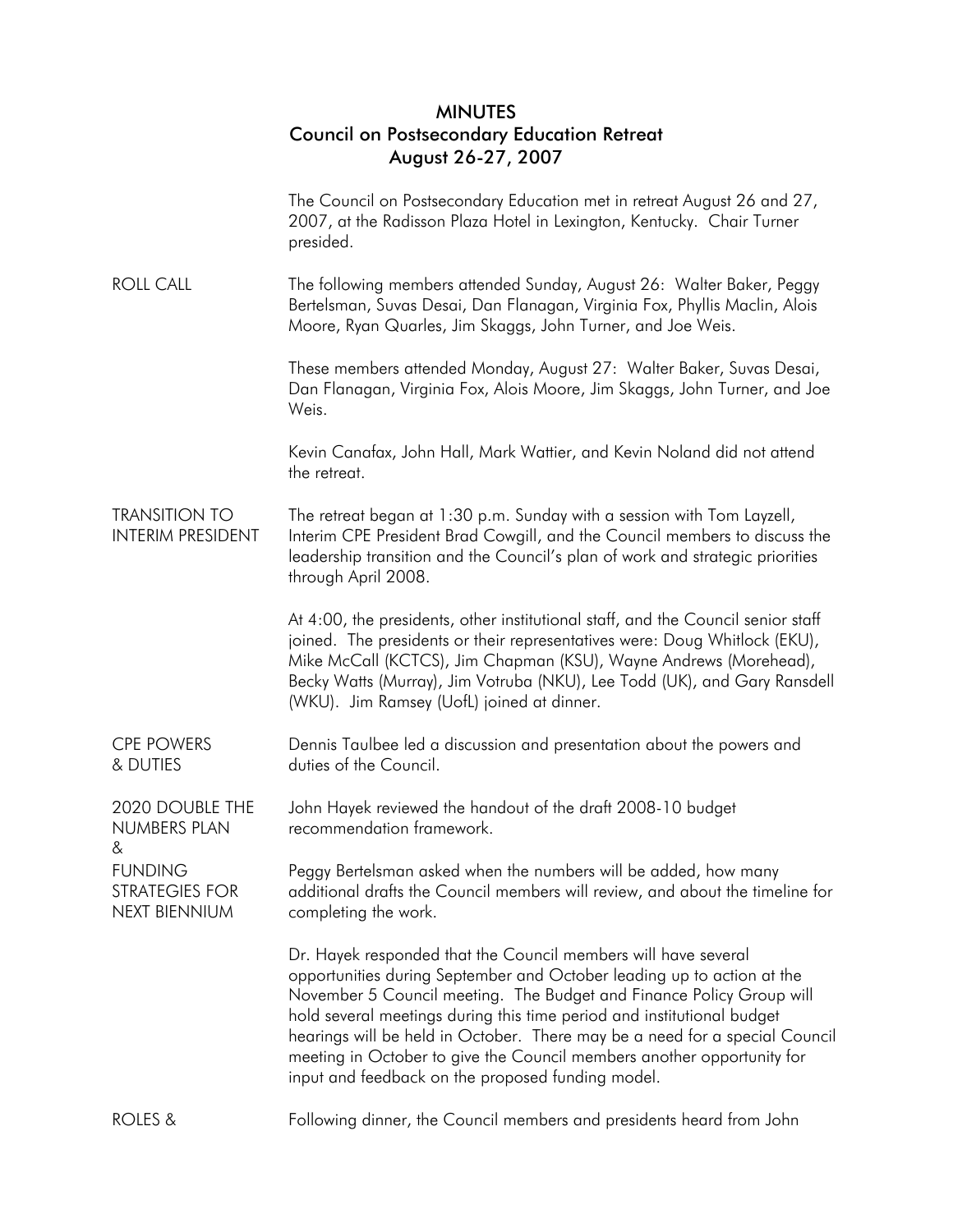# MINUTES
## Council on Postsecondary Education Retreat
### August 26-27, 2007

The Council on Postsecondary Education met in retreat August 26 and 27, 2007, at the Radisson Plaza Hotel in Lexington, Kentucky. Chair Turner presided.

**ROLL CALL**

The following members attended Sunday, August 26: Walter Baker, Peggy Bertelsman, Suvas Desai, Dan Flanagan, Virginia Fox, Phyllis Maclin, Alois Moore, Ryan Quarles, Jim Skaggs, John Turner, and Joe Weis.

These members attended Monday, August 27: Walter Baker, Suvas Desai, Dan Flanagan, Virginia Fox, Alois Moore, Jim Skaggs, John Turner, and Joe Weis.

Kevin Canafax, John Hall, Mark Wattier, and Kevin Noland did not attend the retreat.

**TRANSITION TO INTERIM PRESIDENT**

The retreat began at 1:30 p.m. Sunday with a session with Tom Layzell, Interim CPE President Brad Cowgill, and the Council members to discuss the leadership transition and the Council's plan of work and strategic priorities through April 2008.

At 4:00, the presidents, other institutional staff, and the Council senior staff joined. The presidents or their representatives were: Doug Whitlock (EKU), Mike McCall (KCTCS), Jim Chapman (KSU), Wayne Andrews (Morehead), Becky Watts (Murray), Jim Votruba (NKU), Lee Todd (UK), and Gary Ransdell (WKU). Jim Ramsey (UofL) joined at dinner.

**CPE POWERS & DUTIES**

Dennis Taulbee led a discussion and presentation about the powers and duties of the Council.

**2020 DOUBLE THE NUMBERS PLAN & FUNDING STRATEGIES FOR NEXT BIENNIUM**

John Hayek reviewed the handout of the draft 2008-10 budget recommendation framework.

Peggy Bertelsman asked when the numbers will be added, how many additional drafts the Council members will review, and about the timeline for completing the work.

Dr. Hayek responded that the Council members will have several opportunities during September and October leading up to action at the November 5 Council meeting. The Budget and Finance Policy Group will hold several meetings during this time period and institutional budget hearings will be held in October. There may be a need for a special Council meeting in October to give the Council members another opportunity for input and feedback on the proposed funding model.

**ROLES &**

Following dinner, the Council members and presidents heard from John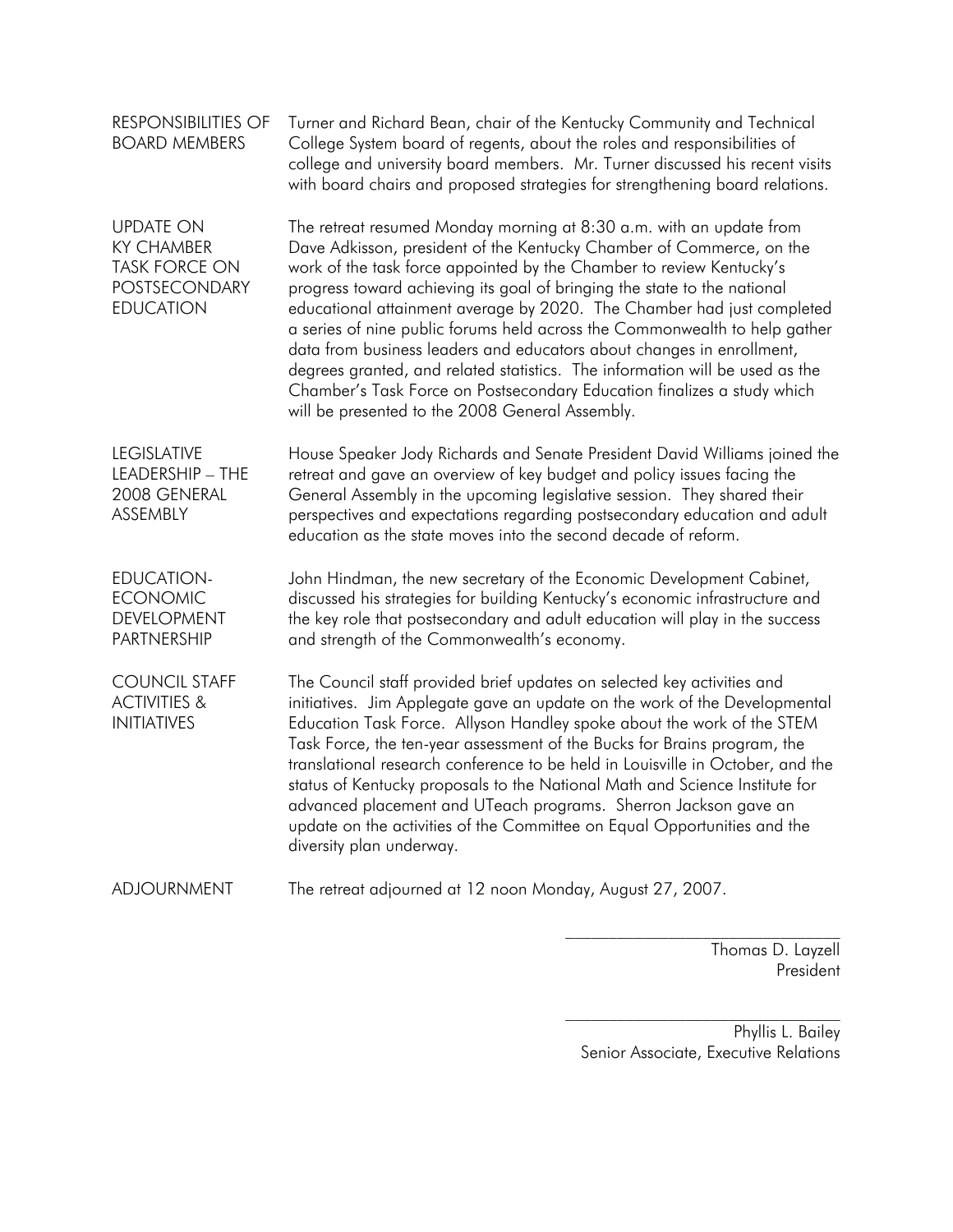**RESPONSIBILITIES OF BOARD MEMBERS**

Turner and Richard Bean, chair of the Kentucky Community and Technical College System board of regents, about the roles and responsibilities of college and university board members. Mr. Turner discussed his recent visits with board chairs and proposed strategies for strengthening board relations.

**UPDATE ON KY CHAMBER TASK FORCE ON POSTSECONDARY EDUCATION**

The retreat resumed Monday morning at 8:30 a.m. with an update from Dave Adkisson, president of the Kentucky Chamber of Commerce, on the work of the task force appointed by the Chamber to review Kentucky's progress toward achieving its goal of bringing the state to the national educational attainment average by 2020. The Chamber had just completed a series of nine public forums held across the Commonwealth to help gather data from business leaders and educators about changes in enrollment, degrees granted, and related statistics. The information will be used as the Chamber's Task Force on Postsecondary Education finalizes a study which will be presented to the 2008 General Assembly.

**LEGISLATIVE LEADERSHIP – THE 2008 GENERAL ASSEMBLY**

House Speaker Jody Richards and Senate President David Williams joined the retreat and gave an overview of key budget and policy issues facing the General Assembly in the upcoming legislative session. They shared their perspectives and expectations regarding postsecondary education and adult education as the state moves into the second decade of reform.

**EDUCATION-ECONOMIC DEVELOPMENT PARTNERSHIP**

John Hindman, the new secretary of the Economic Development Cabinet, discussed his strategies for building Kentucky's economic infrastructure and the key role that postsecondary and adult education will play in the success and strength of the Commonwealth's economy.

**COUNCIL STAFF ACTIVITIES & INITIATIVES**

The Council staff provided brief updates on selected key activities and initiatives. Jim Applegate gave an update on the work of the Developmental Education Task Force. Allyson Handley spoke about the work of the STEM Task Force, the ten-year assessment of the Bucks for Brains program, the translational research conference to be held in Louisville in October, and the status of Kentucky proposals to the National Math and Science Institute for advanced placement and UTeach programs. Sherron Jackson gave an update on the activities of the Committee on Equal Opportunities and the diversity plan underway.

**ADJOURNMENT**

The retreat adjourned at 12 noon Monday, August 27, 2007.

\_\_\_\_\_\_\_\_\_\_\_\_\_\_\_\_\_\_\_\_\_\_\_\_\_\_\_\_\_\_\_\_

Thomas D. Layzell
President

\_\_\_\_\_\_\_\_\_\_\_\_\_\_\_\_\_\_\_\_\_\_\_\_\_\_\_\_\_\_\_\_

Phyllis L. Bailey
Senior Associate, Executive Relations